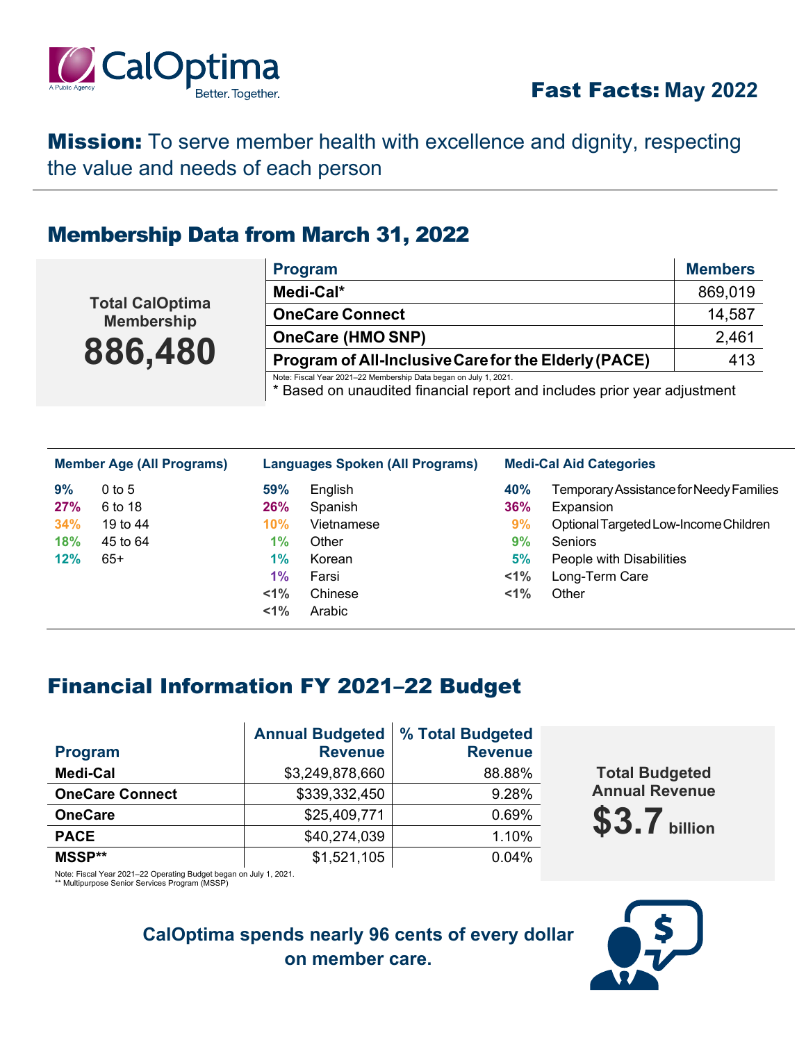CalOptima

A Public Agency

Better. Together.

# Fast Facts: May 2022

**Mission:** To serve member health with excellence and dignity, respecting the value and needs of each person

## Membership Data from March 31, 2022

**Total CalOptima Membership**

**886,480**

| Program | Members |
|---|---|
| Medi-Cal* | 869,019 |
| OneCare Connect | 14,587 |
| OneCare (HMO SNP) | 2,461 |
| Program of All-Inclusive Care for the Elderly (PACE) | 413 |

Note: Fiscal Year 2021–22 Membership Data began on July 1, 2021.

\* Based on unaudited financial report and includes prior year adjustment

### Member Age (All Programs)

| | |
|---|---|
| 9% | 0 to 5 |
| 27% | 6 to 18 |
| 34% | 19 to 44 |
| 18% | 45 to 64 |
| 12% | 65+ |

### Languages Spoken (All Programs)

| | |
|---|---|
| 59% | English |
| 26% | Spanish |
| 10% | Vietnamese |
| 1% | Other |
| 1% | Korean |
| 1% | Farsi |
| <1% | Chinese |
| <1% | Arabic |

### Medi-Cal Aid Categories

| | |
|---|---|
| 40% | Temporary Assistance for Needy Families |
| 36% | Expansion |
| 9% | Optional Targeted Low-Income Children |
| 9% | Seniors |
| 5% | People with Disabilities |
| <1% | Long-Term Care |
| <1% | Other |

## Financial Information FY 2021–22 Budget

| Program | Annual Budgeted Revenue | % Total Budgeted Revenue |
|---|---|---|
| Medi-Cal | $3,249,878,660 | 88.88% |
| OneCare Connect | $339,332,450 | 9.28% |
| OneCare | $25,409,771 | 0.69% |
| PACE | $40,274,039 | 1.10% |
| MSSP** | $1,521,105 | 0.04% |

Note: Fiscal Year 2021–22 Operating Budget began on July 1, 2021.

** Multipurpose Senior Services Program (MSSP)

**Total Budgeted Annual Revenue**

**$3.7 billion**

**CalOptima spends nearly 96 cents of every dollar on member care.**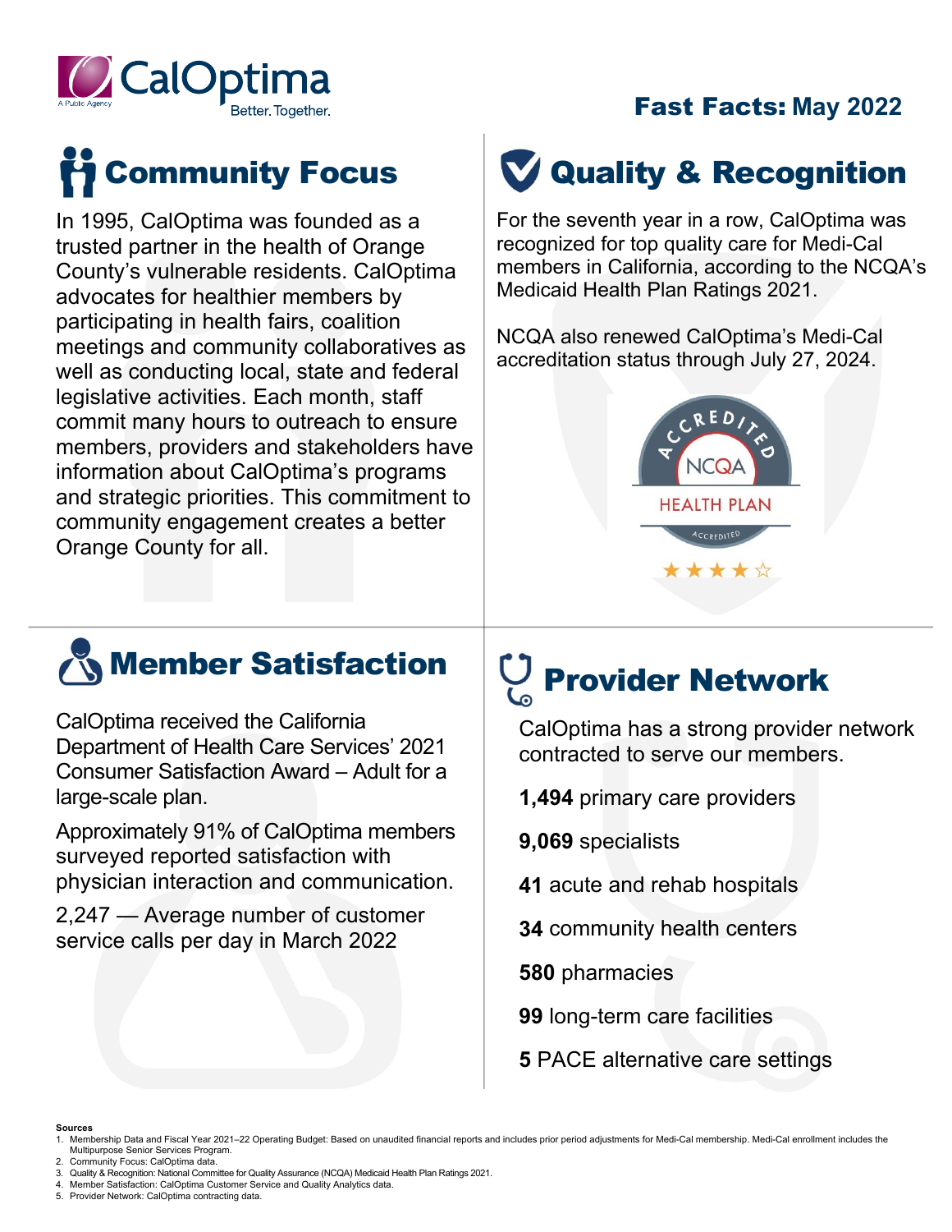CalOptima

A Public Agency

Better. Together.

**Fast Facts: May 2022**

## Community Focus

In 1995, CalOptima was founded as a trusted partner in the health of Orange County's vulnerable residents. CalOptima advocates for healthier members by participating in health fairs, coalition meetings and community collaboratives as well as conducting local, state and federal legislative activities. Each month, staff commit many hours to outreach to ensure members, providers and stakeholders have information about CalOptima's programs and strategic priorities. This commitment to community engagement creates a better Orange County for all.

## Quality & Recognition

For the seventh year in a row, CalOptima was recognized for top quality care for Medi-Cal members in California, according to the NCQA's Medicaid Health Plan Ratings 2021.

NCQA also renewed CalOptima's Medi-Cal accreditation status through July 27, 2024.

ACCREDITED NCQA HEALTH PLAN ACCREDITED

★★★★☆

## Member Satisfaction

CalOptima received the California Department of Health Care Services' 2021 Consumer Satisfaction Award – Adult for a large-scale plan.

Approximately 91% of CalOptima members surveyed reported satisfaction with physician interaction and communication.

2,247 — Average number of customer service calls per day in March 2022

## Provider Network

CalOptima has a strong provider network contracted to serve our members.

**1,494** primary care providers

**9,069** specialists

**41** acute and rehab hospitals

**34** community health centers

**580** pharmacies

**99** long-term care facilities

**5** PACE alternative care settings

**Sources**

1. Membership Data and Fiscal Year 2021–22 Operating Budget: Based on unaudited financial reports and includes prior period adjustments for Medi-Cal membership. Medi-Cal enrollment includes the Multipurpose Senior Services Program.
2. Community Focus: CalOptima data.
3. Quality & Recognition: National Committee for Quality Assurance (NCQA) Medicaid Health Plan Ratings 2021.
4. Member Satisfaction: CalOptima Customer Service and Quality Analytics data.
5. Provider Network: CalOptima contracting data.